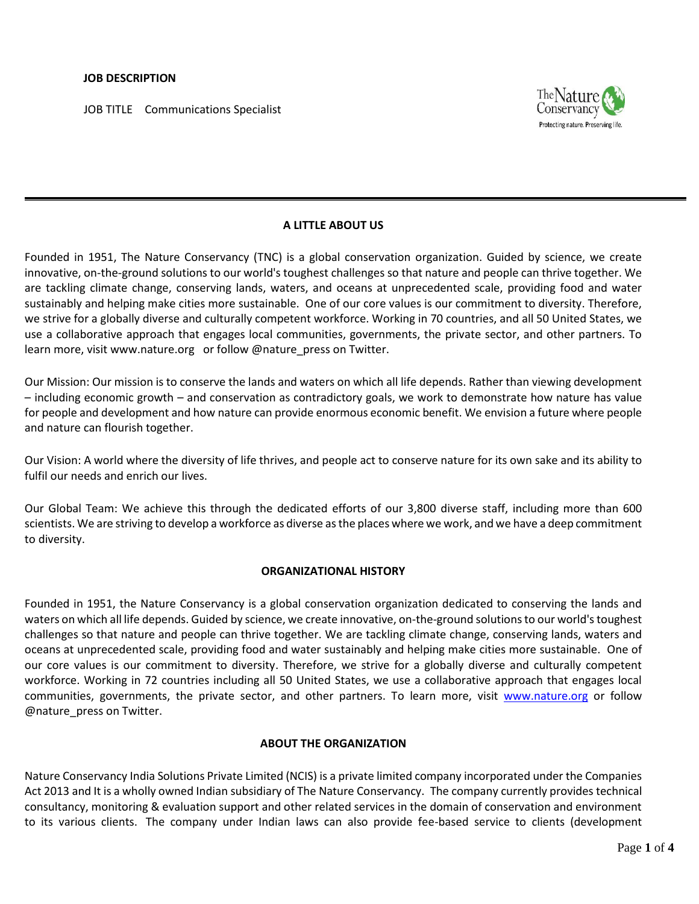**JOB DESCRIPTION**

JOB TITLE Communications Specialist

## A LITTLE ABOUT US

Founded in 1951, The Nature Conservancy (TNC) is a global conservation organization. Guided by science, we create innovative, on-the-ground solutions to our world's toughest challenges so that nature and people can thrive together. We are tackling climate change, conserving lands, waters, and oceans at unprecedented scale, providing food and water sustainably and helping make cities more sustainable. One of our core values is our commitment to diversity. Therefore, we strive for a globally diverse and culturally competent workforce. Working in 70 countries, and all 50 United States, we use a collaborative approach that engages local communities, governments, the private sector, and other partners. To learn more, visit www.nature.org or follow @nature_press on Twitter.

Our Mission: Our mission is to conserve the lands and waters on which all life depends. Rather than viewing development – including economic growth – and conservation as contradictory goals, we work to demonstrate how nature has value for people and development and how nature can provide enormous economic benefit. We envision a future where people and nature can flourish together.

Our Vision: A world where the diversity of life thrives, and people act to conserve nature for its own sake and its ability to fulfil our needs and enrich our lives.

Our Global Team: We achieve this through the dedicated efforts of our 3,800 diverse staff, including more than 600 scientists. We are striving to develop a workforce as diverse as the places where we work, and we have a deep commitment to diversity.

## ORGANIZATIONAL HISTORY

Founded in 1951, the Nature Conservancy is a global conservation organization dedicated to conserving the lands and waters on which all life depends. Guided by science, we create innovative, on-the-ground solutions to our world's toughest challenges so that nature and people can thrive together. We are tackling climate change, conserving lands, waters and oceans at unprecedented scale, providing food and water sustainably and helping make cities more sustainable. One of our core values is our commitment to diversity. Therefore, we strive for a globally diverse and culturally competent workforce. Working in 72 countries including all 50 United States, we use a collaborative approach that engages local communities, governments, the private sector, and other partners. To learn more, visit www.nature.org or follow @nature_press on Twitter.

## ABOUT THE ORGANIZATION

Nature Conservancy India Solutions Private Limited (NCIS) is a private limited company incorporated under the Companies Act 2013 and It is a wholly owned Indian subsidiary of The Nature Conservancy. The company currently provides technical consultancy, monitoring & evaluation support and other related services in the domain of conservation and environment to its various clients. The company under Indian laws can also provide fee-based service to clients (development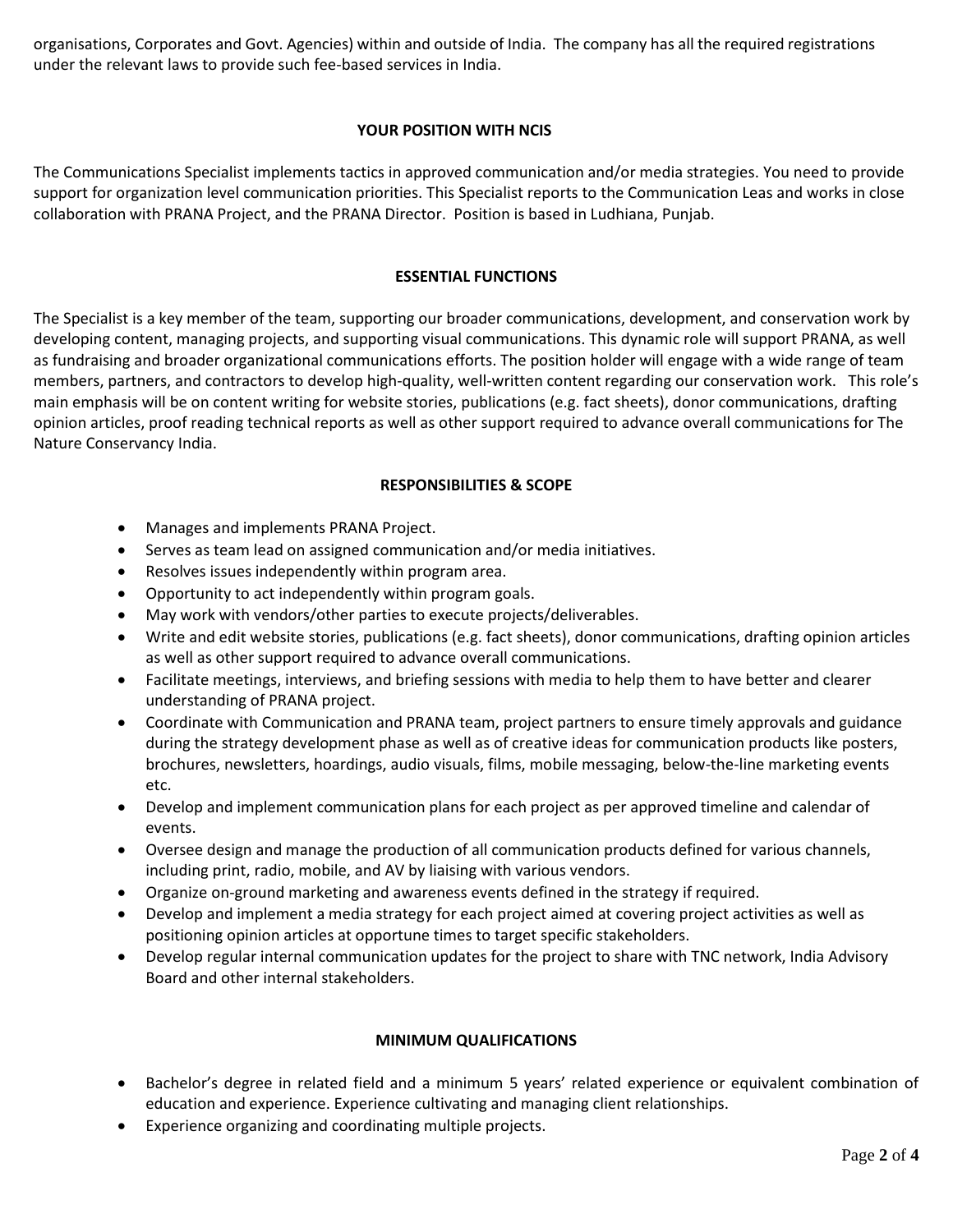organisations, Corporates and Govt. Agencies) within and outside of India. The company has all the required registrations under the relevant laws to provide such fee-based services in India.

## YOUR POSITION WITH NCIS

The Communications Specialist implements tactics in approved communication and/or media strategies. You need to provide support for organization level communication priorities. This Specialist reports to the Communication Leas and works in close collaboration with PRANA Project, and the PRANA Director. Position is based in Ludhiana, Punjab.

## ESSENTIAL FUNCTIONS

The Specialist is a key member of the team, supporting our broader communications, development, and conservation work by developing content, managing projects, and supporting visual communications. This dynamic role will support PRANA, as well as fundraising and broader organizational communications efforts. The position holder will engage with a wide range of team members, partners, and contractors to develop high-quality, well-written content regarding our conservation work. This role's main emphasis will be on content writing for website stories, publications (e.g. fact sheets), donor communications, drafting opinion articles, proof reading technical reports as well as other support required to advance overall communications for The Nature Conservancy India.

## RESPONSIBILITIES & SCOPE

- Manages and implements PRANA Project.
- Serves as team lead on assigned communication and/or media initiatives.
- Resolves issues independently within program area.
- Opportunity to act independently within program goals.
- May work with vendors/other parties to execute projects/deliverables.
- Write and edit website stories, publications (e.g. fact sheets), donor communications, drafting opinion articles as well as other support required to advance overall communications.
- Facilitate meetings, interviews, and briefing sessions with media to help them to have better and clearer understanding of PRANA project.
- Coordinate with Communication and PRANA team, project partners to ensure timely approvals and guidance during the strategy development phase as well as of creative ideas for communication products like posters, brochures, newsletters, hoardings, audio visuals, films, mobile messaging, below-the-line marketing events etc.
- Develop and implement communication plans for each project as per approved timeline and calendar of events.
- Oversee design and manage the production of all communication products defined for various channels, including print, radio, mobile, and AV by liaising with various vendors.
- Organize on-ground marketing and awareness events defined in the strategy if required.
- Develop and implement a media strategy for each project aimed at covering project activities as well as positioning opinion articles at opportune times to target specific stakeholders.
- Develop regular internal communication updates for the project to share with TNC network, India Advisory Board and other internal stakeholders.

## MINIMUM QUALIFICATIONS

- Bachelor's degree in related field and a minimum 5 years' related experience or equivalent combination of education and experience. Experience cultivating and managing client relationships.
- Experience organizing and coordinating multiple projects.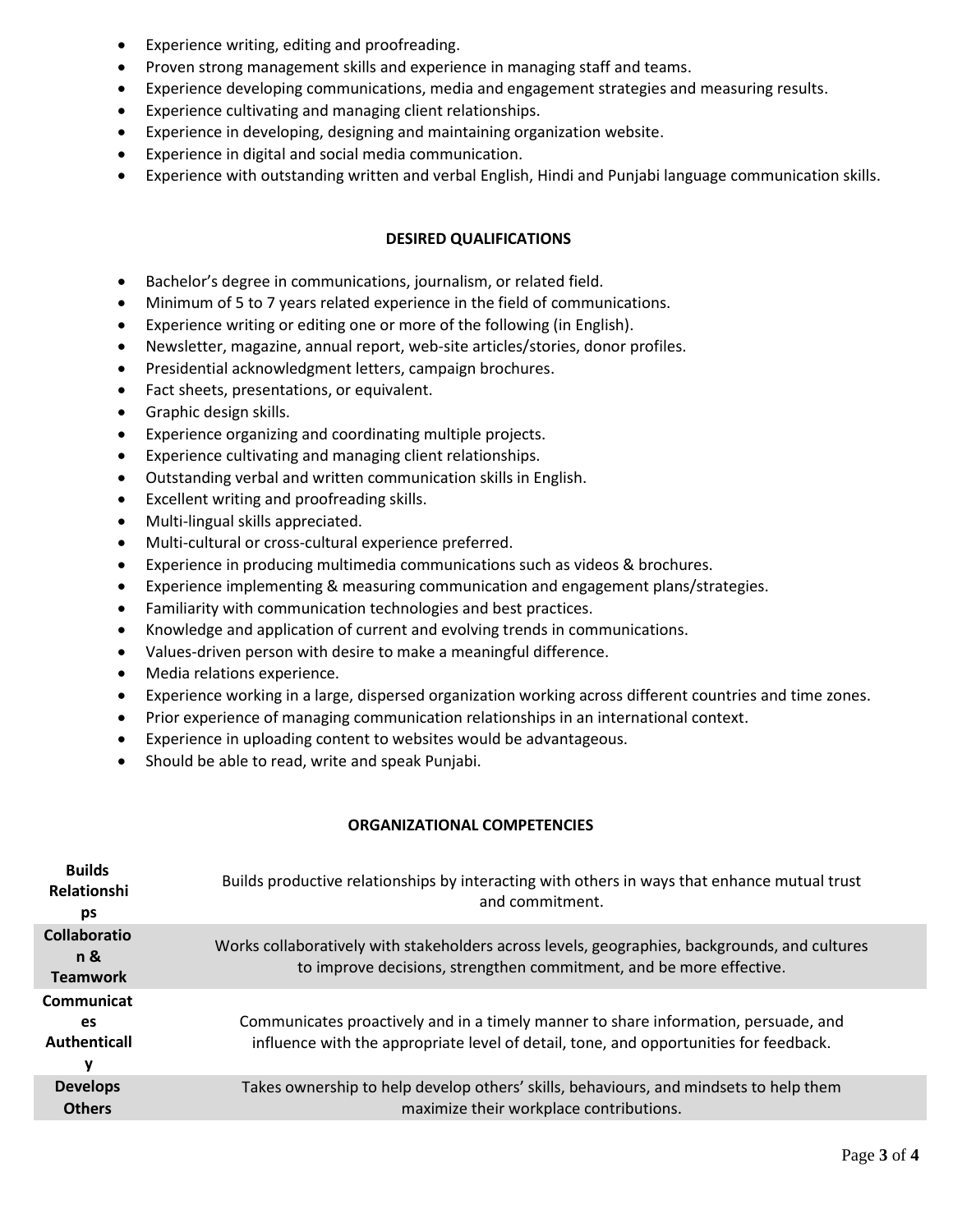- Experience writing, editing and proofreading.
- Proven strong management skills and experience in managing staff and teams.
- Experience developing communications, media and engagement strategies and measuring results.
- Experience cultivating and managing client relationships.
- Experience in developing, designing and maintaining organization website.
- Experience in digital and social media communication.
- Experience with outstanding written and verbal English, Hindi and Punjabi language communication skills.

## DESIRED QUALIFICATIONS

- Bachelor's degree in communications, journalism, or related field.
- Minimum of 5 to 7 years related experience in the field of communications.
- Experience writing or editing one or more of the following (in English).
- Newsletter, magazine, annual report, web-site articles/stories, donor profiles.
- Presidential acknowledgment letters, campaign brochures.
- Fact sheets, presentations, or equivalent.
- Graphic design skills.
- Experience organizing and coordinating multiple projects.
- Experience cultivating and managing client relationships.
- Outstanding verbal and written communication skills in English.
- Excellent writing and proofreading skills.
- Multi-lingual skills appreciated.
- Multi-cultural or cross-cultural experience preferred.
- Experience in producing multimedia communications such as videos & brochures.
- Experience implementing & measuring communication and engagement plans/strategies.
- Familiarity with communication technologies and best practices.
- Knowledge and application of current and evolving trends in communications.
- Values-driven person with desire to make a meaningful difference.
- Media relations experience.
- Experience working in a large, dispersed organization working across different countries and time zones.
- Prior experience of managing communication relationships in an international context.
- Experience in uploading content to websites would be advantageous.
- Should be able to read, write and speak Punjabi.

## ORGANIZATIONAL COMPETENCIES

| Competency | Description |
|---|---|
| **Builds Relationships** | Builds productive relationships by interacting with others in ways that enhance mutual trust and commitment. |
| **Collaboration & Teamwork** | Works collaboratively with stakeholders across levels, geographies, backgrounds, and cultures to improve decisions, strengthen commitment, and be more effective. |
| **Communicates Authentically** | Communicates proactively and in a timely manner to share information, persuade, and influence with the appropriate level of detail, tone, and opportunities for feedback. |
| **Develops Others** | Takes ownership to help develop others' skills, behaviours, and mindsets to help them maximize their workplace contributions. |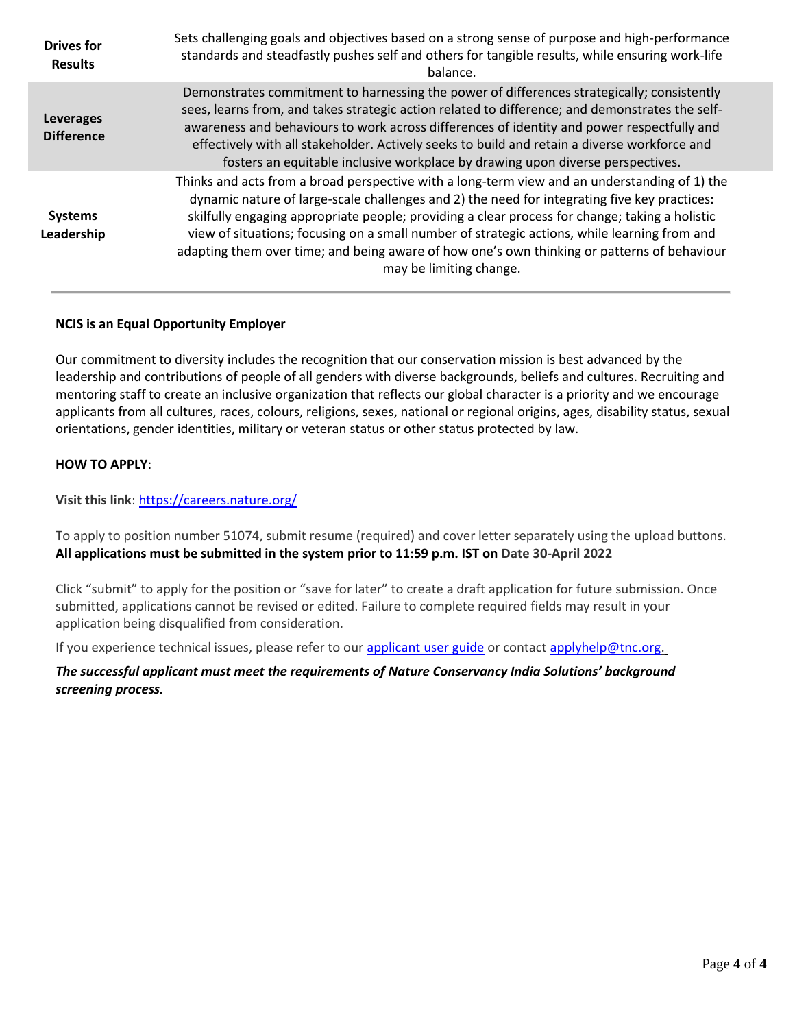| | |
|---|---|
| **Drives for Results** | Sets challenging goals and objectives based on a strong sense of purpose and high-performance standards and steadfastly pushes self and others for tangible results, while ensuring work-life balance. |
| **Leverages Difference** | Demonstrates commitment to harnessing the power of differences strategically; consistently sees, learns from, and takes strategic action related to difference; and demonstrates the self-awareness and behaviours to work across differences of identity and power respectfully and effectively with all stakeholder. Actively seeks to build and retain a diverse workforce and fosters an equitable inclusive workplace by drawing upon diverse perspectives. |
| **Systems Leadership** | Thinks and acts from a broad perspective with a long-term view and an understanding of 1) the dynamic nature of large-scale challenges and 2) the need for integrating five key practices: skilfully engaging appropriate people; providing a clear process for change; taking a holistic view of situations; focusing on a small number of strategic actions, while learning from and adapting them over time; and being aware of how one's own thinking or patterns of behaviour may be limiting change. |

**NCIS is an Equal Opportunity Employer**

Our commitment to diversity includes the recognition that our conservation mission is best advanced by the leadership and contributions of people of all genders with diverse backgrounds, beliefs and cultures. Recruiting and mentoring staff to create an inclusive organization that reflects our global character is a priority and we encourage applicants from all cultures, races, colours, religions, sexes, national or regional origins, ages, disability status, sexual orientations, gender identities, military or veteran status or other status protected by law.

**HOW TO APPLY**:

**Visit this link**: https://careers.nature.org/

To apply to position number 51074, submit resume (required) and cover letter separately using the upload buttons. **All applications must be submitted in the system prior to 11:59 p.m. IST on Date 30-April 2022**

Click "submit" to apply for the position or "save for later" to create a draft application for future submission. Once submitted, applications cannot be revised or edited. Failure to complete required fields may result in your application being disqualified from consideration.

If you experience technical issues, please refer to our applicant user guide or contact applyhelp@tnc.org.

***The successful applicant must meet the requirements of Nature Conservancy India Solutions' background screening process.***